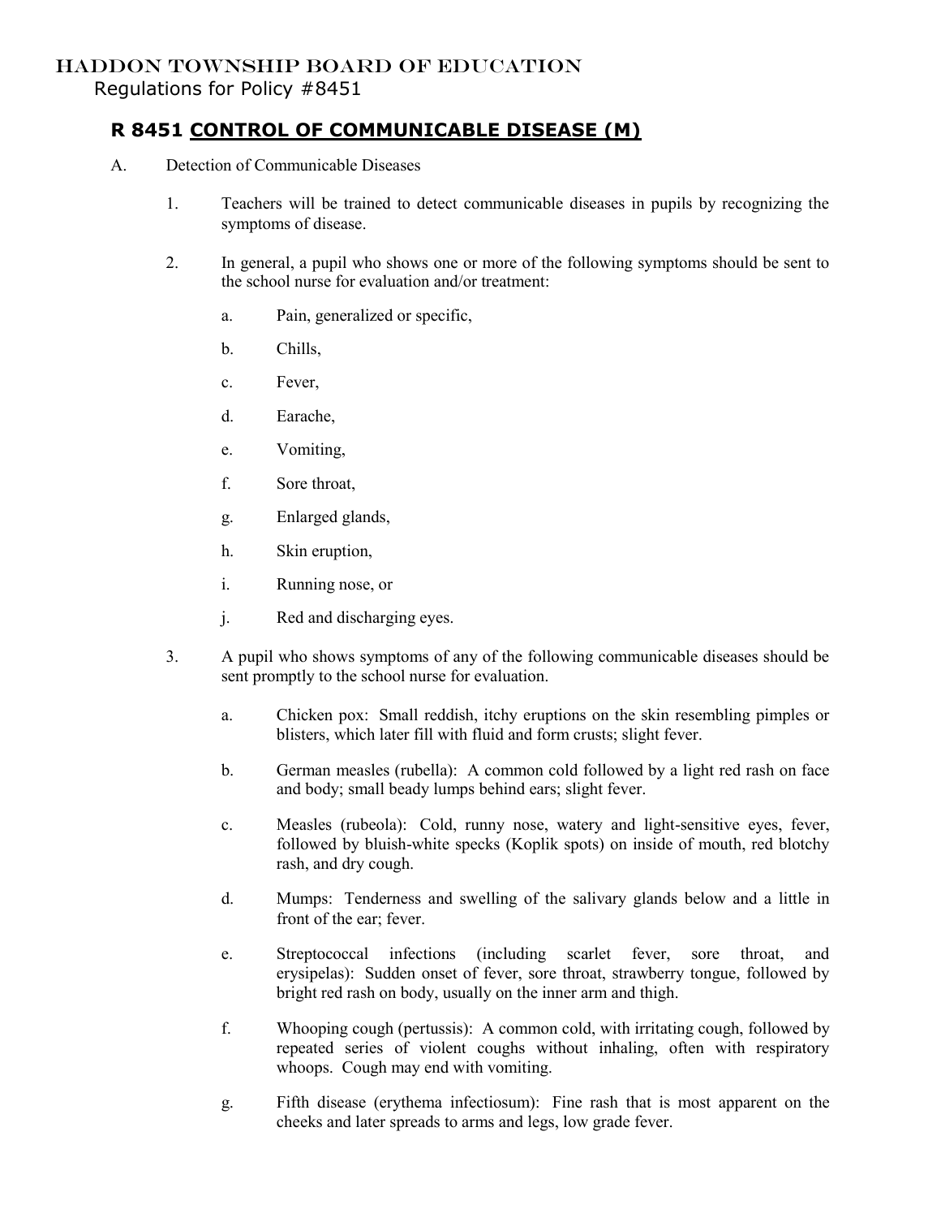# HADDON TOWNSHIP BOARD OF EDUCATION

Regulations for Policy #8451

## R 8451 CONTROL OF COMMUNICABLE DISEASE (M)

A. Detection of Communicable Diseases

1. Teachers will be trained to detect communicable diseases in pupils by recognizing the symptoms of disease.

2. In general, a pupil who shows one or more of the following symptoms should be sent to the school nurse for evaluation and/or treatment:

   a. Pain, generalized or specific,

   b. Chills,

   c. Fever,

   d. Earache,

   e. Vomiting,

   f. Sore throat,

   g. Enlarged glands,

   h. Skin eruption,

   i. Running nose, or

   j. Red and discharging eyes.

3. A pupil who shows symptoms of any of the following communicable diseases should be sent promptly to the school nurse for evaluation.

   a. Chicken pox: Small reddish, itchy eruptions on the skin resembling pimples or blisters, which later fill with fluid and form crusts; slight fever.

   b. German measles (rubella): A common cold followed by a light red rash on face and body; small beady lumps behind ears; slight fever.

   c. Measles (rubeola): Cold, runny nose, watery and light-sensitive eyes, fever, followed by bluish-white specks (Koplik spots) on inside of mouth, red blotchy rash, and dry cough.

   d. Mumps: Tenderness and swelling of the salivary glands below and a little in front of the ear; fever.

   e. Streptococcal infections (including scarlet fever, sore throat, and erysipelas): Sudden onset of fever, sore throat, strawberry tongue, followed by bright red rash on body, usually on the inner arm and thigh.

   f. Whooping cough (pertussis): A common cold, with irritating cough, followed by repeated series of violent coughs without inhaling, often with respiratory whoops. Cough may end with vomiting.

   g. Fifth disease (erythema infectiosum): Fine rash that is most apparent on the cheeks and later spreads to arms and legs, low grade fever.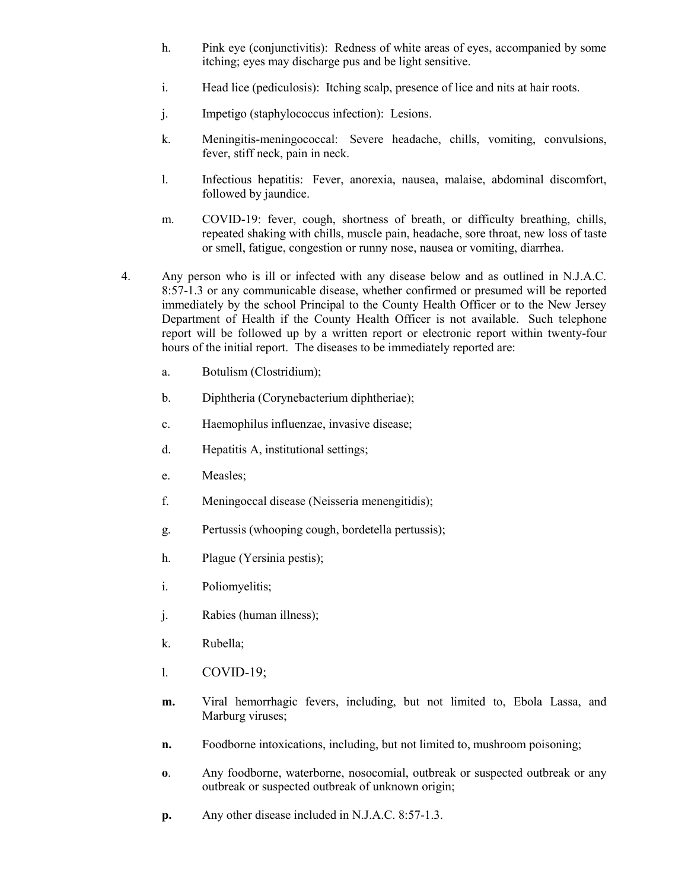h. Pink eye (conjunctivitis): Redness of white areas of eyes, accompanied by some itching; eyes may discharge pus and be light sensitive.

i. Head lice (pediculosis): Itching scalp, presence of lice and nits at hair roots.

j. Impetigo (staphylococcus infection): Lesions.

k. Meningitis-meningococcal: Severe headache, chills, vomiting, convulsions, fever, stiff neck, pain in neck.

l. Infectious hepatitis: Fever, anorexia, nausea, malaise, abdominal discomfort, followed by jaundice.

m. COVID-19: fever, cough, shortness of breath, or difficulty breathing, chills, repeated shaking with chills, muscle pain, headache, sore throat, new loss of taste or smell, fatigue, congestion or runny nose, nausea or vomiting, diarrhea.

4. Any person who is ill or infected with any disease below and as outlined in N.J.A.C. 8:57-1.3 or any communicable disease, whether confirmed or presumed will be reported immediately by the school Principal to the County Health Officer or to the New Jersey Department of Health if the County Health Officer is not available. Such telephone report will be followed up by a written report or electronic report within twenty-four hours of the initial report. The diseases to be immediately reported are:

   a. Botulism (Clostridium);

   b. Diphtheria (Corynebacterium diphtheriae);

   c. Haemophilus influenzae, invasive disease;

   d. Hepatitis A, institutional settings;

   e. Measles;

   f. Meningoccal disease (Neisseria menengitidis);

   g. Pertussis (whooping cough, bordetella pertussis);

   h. Plague (Yersinia pestis);

   i. Poliomyelitis;

   j. Rabies (human illness);

   k. Rubella;

   l. COVID-19;

   **m.** Viral hemorrhagic fevers, including, but not limited to, Ebola Lassa, and Marburg viruses;

   **n.** Foodborne intoxications, including, but not limited to, mushroom poisoning;

   **o**. Any foodborne, waterborne, nosocomial, outbreak or suspected outbreak or any outbreak or suspected outbreak of unknown origin;

   **p.** Any other disease included in N.J.A.C. 8:57-1.3.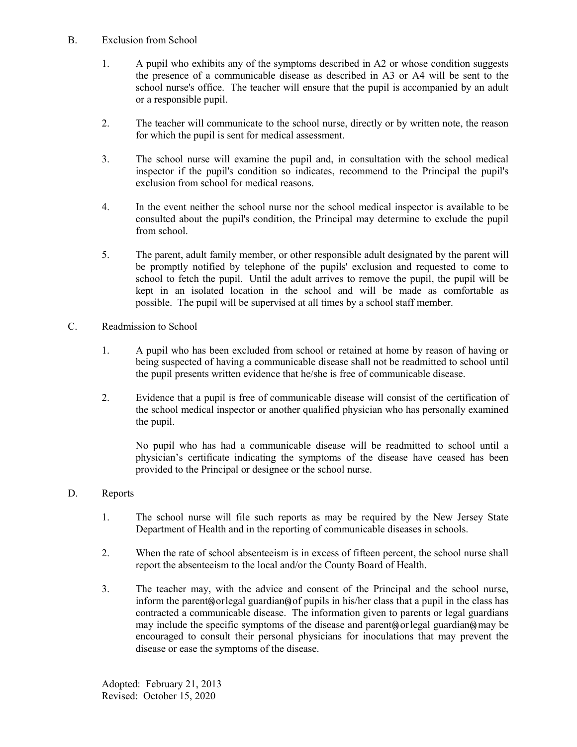B. Exclusion from School

1. A pupil who exhibits any of the symptoms described in A2 or whose condition suggests the presence of a communicable disease as described in A3 or A4 will be sent to the school nurse's office. The teacher will ensure that the pupil is accompanied by an adult or a responsible pupil.

2. The teacher will communicate to the school nurse, directly or by written note, the reason for which the pupil is sent for medical assessment.

3. The school nurse will examine the pupil and, in consultation with the school medical inspector if the pupil's condition so indicates, recommend to the Principal the pupil's exclusion from school for medical reasons.

4. In the event neither the school nurse nor the school medical inspector is available to be consulted about the pupil's condition, the Principal may determine to exclude the pupil from school.

5. The parent, adult family member, or other responsible adult designated by the parent will be promptly notified by telephone of the pupils' exclusion and requested to come to school to fetch the pupil. Until the adult arrives to remove the pupil, the pupil will be kept in an isolated location in the school and will be made as comfortable as possible. The pupil will be supervised at all times by a school staff member.

C. Readmission to School

1. A pupil who has been excluded from school or retained at home by reason of having or being suspected of having a communicable disease shall not be readmitted to school until the pupil presents written evidence that he/she is free of communicable disease.

2. Evidence that a pupil is free of communicable disease will consist of the certification of the school medical inspector or another qualified physician who has personally examined the pupil.

   No pupil who has had a communicable disease will be readmitted to school until a physician's certificate indicating the symptoms of the disease have ceased has been provided to the Principal or designee or the school nurse.

D. Reports

1. The school nurse will file such reports as may be required by the New Jersey State Department of Health and in the reporting of communicable diseases in schools.

2. When the rate of school absenteeism is in excess of fifteen percent, the school nurse shall report the absenteeism to the local and/or the County Board of Health.

3. The teacher may, with the advice and consent of the Principal and the school nurse, inform the parent(s) or legal guardian(s) of pupils in his/her class that a pupil in the class has contracted a communicable disease. The information given to parents or legal guardians may include the specific symptoms of the disease and parent(s) or legal guardian(s) may be encouraged to consult their personal physicians for inoculations that may prevent the disease or ease the symptoms of the disease.

Adopted: February 21, 2013
Revised: October 15, 2020